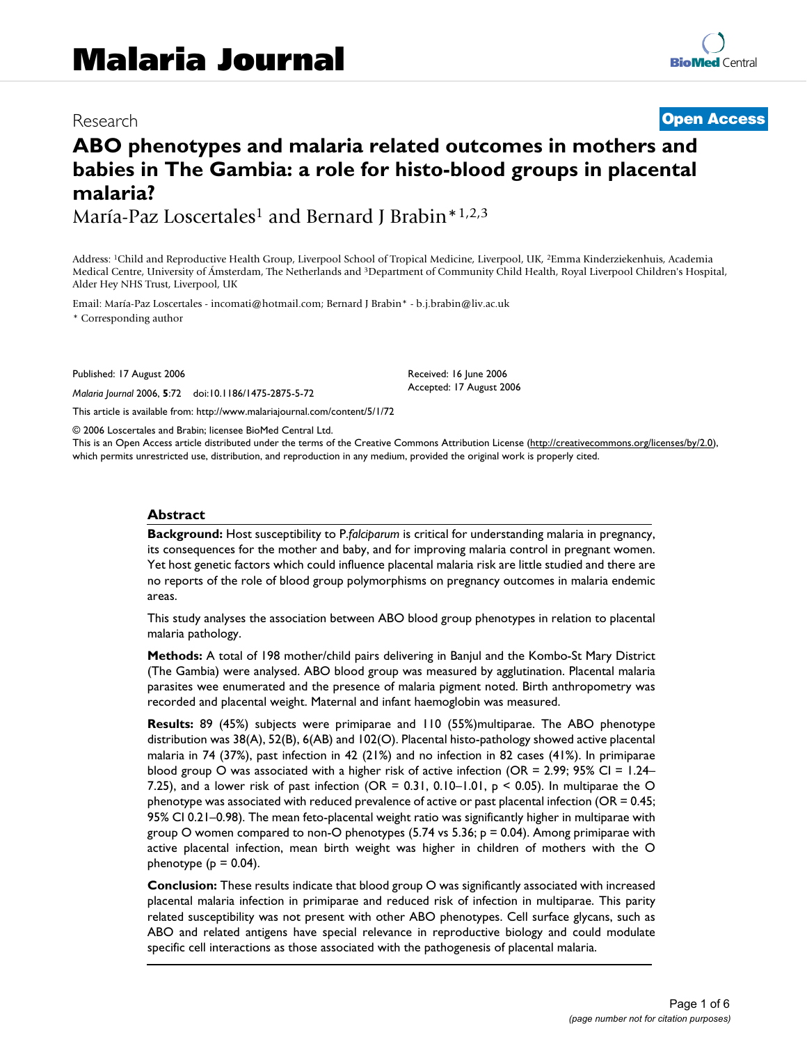Research

**Open Access**

# ABO phenotypes and malaria related outcomes in mothers and babies in The Gambia: a role for histo-blood groups in placental malaria?

María-Paz Loscertales[1] and Bernard J Brabin*[1,2,3]

Address: [1]Child and Reproductive Health Group, Liverpool School of Tropical Medicine, Liverpool, UK, [2]Emma Kinderziekenhuis, Academia Medical Centre, University of Ámsterdam, The Netherlands and [3]Department of Community Child Health, Royal Liverpool Children's Hospital, Alder Hey NHS Trust, Liverpool, UK

Email: María-Paz Loscertales - incomati@hotmail.com; Bernard J Brabin* - b.j.brabin@liv.ac.uk

\* Corresponding author

Published: 17 August 2006

*Malaria Journal* 2006, **5**:72 doi:10.1186/1475-2875-5-72

Received: 16 June 2006

Accepted: 17 August 2006

This article is available from: http://www.malariajournal.com/content/5/1/72

© 2006 Loscertales and Brabin; licensee BioMed Central Ltd.

This is an Open Access article distributed under the terms of the Creative Commons Attribution License (http://creativecommons.org/licenses/by/2.0), which permits unrestricted use, distribution, and reproduction in any medium, provided the original work is properly cited.

## Abstract

**Background:** Host susceptibility to P.*falciparum* is critical for understanding malaria in pregnancy, its consequences for the mother and baby, and for improving malaria control in pregnant women. Yet host genetic factors which could influence placental malaria risk are little studied and there are no reports of the role of blood group polymorphisms on pregnancy outcomes in malaria endemic areas.

This study analyses the association between ABO blood group phenotypes in relation to placental malaria pathology.

**Methods:** A total of 198 mother/child pairs delivering in Banjul and the Kombo-St Mary District (The Gambia) were analysed. ABO blood group was measured by agglutination. Placental malaria parasites wee enumerated and the presence of malaria pigment noted. Birth anthropometry was recorded and placental weight. Maternal and infant haemoglobin was measured.

**Results:** 89 (45%) subjects were primiparae and 110 (55%)multiparae. The ABO phenotype distribution was 38(A), 52(B), 6(AB) and 102(O). Placental histo-pathology showed active placental malaria in 74 (37%), past infection in 42 (21%) and no infection in 82 cases (41%). In primiparae blood group O was associated with a higher risk of active infection (OR = 2.99; 95% CI = 1.24–7.25), and a lower risk of past infection (OR = 0.31, 0.10–1.01, $p < 0.05$). In multiparae the O phenotype was associated with reduced prevalence of active or past placental infection (OR = 0.45; 95% CI 0.21–0.98). The mean feto-placental weight ratio was significantly higher in multiparae with group O women compared to non-O phenotypes (5.74 vs 5.36; $p = 0.04$). Among primiparae with active placental infection, mean birth weight was higher in children of mothers with the O phenotype ($p = 0.04$).

**Conclusion:** These results indicate that blood group O was significantly associated with increased placental malaria infection in primiparae and reduced risk of infection in multiparae. This parity related susceptibility was not present with other ABO phenotypes. Cell surface glycans, such as ABO and related antigens have special relevance in reproductive biology and could modulate specific cell interactions as those associated with the pathogenesis of placental malaria.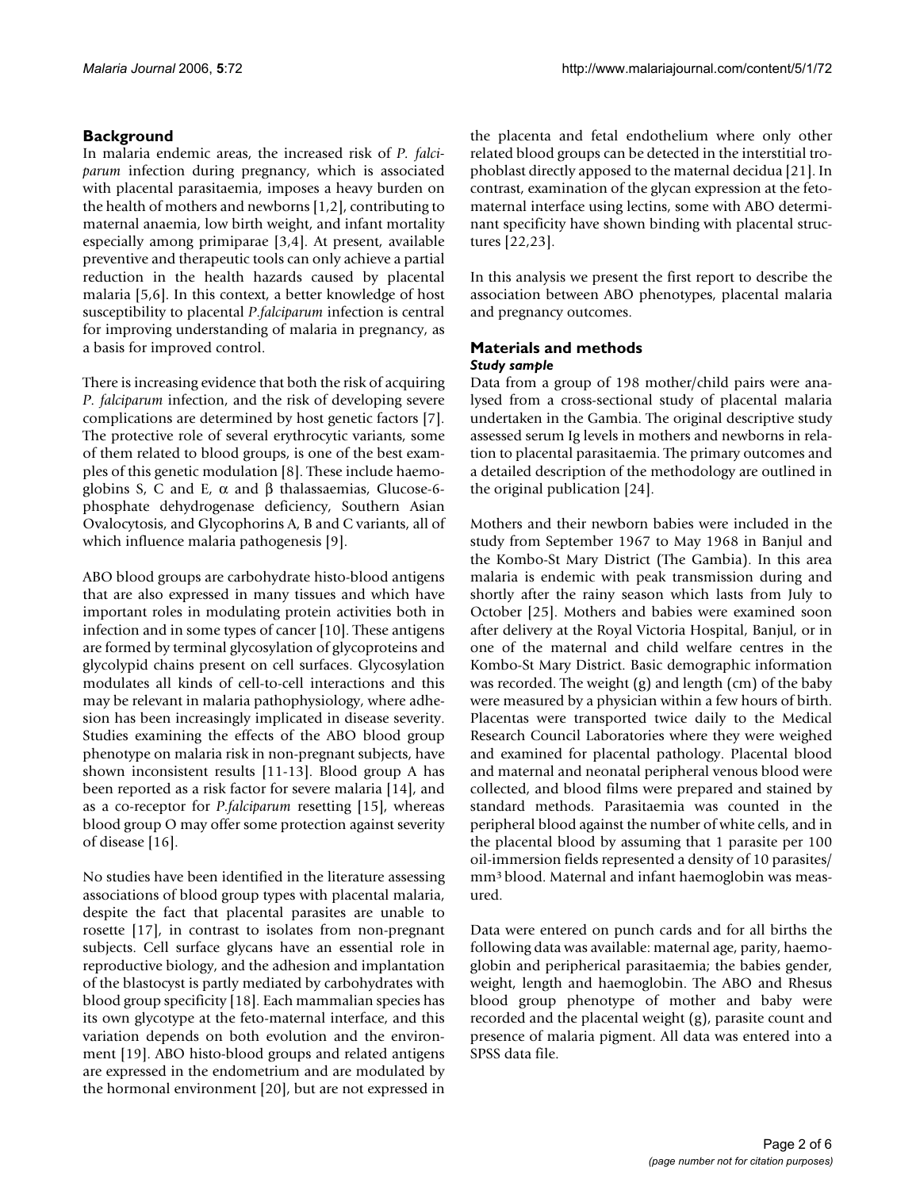## Background

In malaria endemic areas, the increased risk of *P. falciparum* infection during pregnancy, which is associated with placental parasitaemia, imposes a heavy burden on the health of mothers and newborns [1,2], contributing to maternal anaemia, low birth weight, and infant mortality especially among primiparae [3,4]. At present, available preventive and therapeutic tools can only achieve a partial reduction in the health hazards caused by placental malaria [5,6]. In this context, a better knowledge of host susceptibility to placental *P.falciparum* infection is central for improving understanding of malaria in pregnancy, as a basis for improved control.

There is increasing evidence that both the risk of acquiring *P. falciparum* infection, and the risk of developing severe complications are determined by host genetic factors [7]. The protective role of several erythrocytic variants, some of them related to blood groups, is one of the best examples of this genetic modulation [8]. These include haemoglobins S, C and E, α and β thalassaemias, Glucose-6-phosphate dehydrogenase deficiency, Southern Asian Ovalocytosis, and Glycophorins A, B and C variants, all of which influence malaria pathogenesis [9].

ABO blood groups are carbohydrate histo-blood antigens that are also expressed in many tissues and which have important roles in modulating protein activities both in infection and in some types of cancer [10]. These antigens are formed by terminal glycosylation of glycoproteins and glycolypid chains present on cell surfaces. Glycosylation modulates all kinds of cell-to-cell interactions and this may be relevant in malaria pathophysiology, where adhesion has been increasingly implicated in disease severity. Studies examining the effects of the ABO blood group phenotype on malaria risk in non-pregnant subjects, have shown inconsistent results [11-13]. Blood group A has been reported as a risk factor for severe malaria [14], and as a co-receptor for *P.falciparum* resetting [15], whereas blood group O may offer some protection against severity of disease [16].

No studies have been identified in the literature assessing associations of blood group types with placental malaria, despite the fact that placental parasites are unable to rosette [17], in contrast to isolates from non-pregnant subjects. Cell surface glycans have an essential role in reproductive biology, and the adhesion and implantation of the blastocyst is partly mediated by carbohydrates with blood group specificity [18]. Each mammalian species has its own glycotype at the feto-maternal interface, and this variation depends on both evolution and the environment [19]. ABO histo-blood groups and related antigens are expressed in the endometrium and are modulated by the hormonal environment [20], but are not expressed in the placenta and fetal endothelium where only other related blood groups can be detected in the interstitial trophoblast directly apposed to the maternal decidua [21]. In contrast, examination of the glycan expression at the feto-maternal interface using lectins, some with ABO determinant specificity have shown binding with placental structures [22,23].

In this analysis we present the first report to describe the association between ABO phenotypes, placental malaria and pregnancy outcomes.

## Materials and methods

### Study sample

Data from a group of 198 mother/child pairs were analysed from a cross-sectional study of placental malaria undertaken in the Gambia. The original descriptive study assessed serum Ig levels in mothers and newborns in relation to placental parasitaemia. The primary outcomes and a detailed description of the methodology are outlined in the original publication [24].

Mothers and their newborn babies were included in the study from September 1967 to May 1968 in Banjul and the Kombo-St Mary District (The Gambia). In this area malaria is endemic with peak transmission during and shortly after the rainy season which lasts from July to October [25]. Mothers and babies were examined soon after delivery at the Royal Victoria Hospital, Banjul, or in one of the maternal and child welfare centres in the Kombo-St Mary District. Basic demographic information was recorded. The weight (g) and length (cm) of the baby were measured by a physician within a few hours of birth. Placentas were transported twice daily to the Medical Research Council Laboratories where they were weighed and examined for placental pathology. Placental blood and maternal and neonatal peripheral venous blood were collected, and blood films were prepared and stained by standard methods. Parasitaemia was counted in the peripheral blood against the number of white cells, and in the placental blood by assuming that 1 parasite per 100 oil-immersion fields represented a density of 10 parasites/ $mm^3$ blood. Maternal and infant haemoglobin was measured.

Data were entered on punch cards and for all births the following data was available: maternal age, parity, haemoglobin and peripherical parasitaemia; the babies gender, weight, length and haemoglobin. The ABO and Rhesus blood group phenotype of mother and baby were recorded and the placental weight (g), parasite count and presence of malaria pigment. All data was entered into a SPSS data file.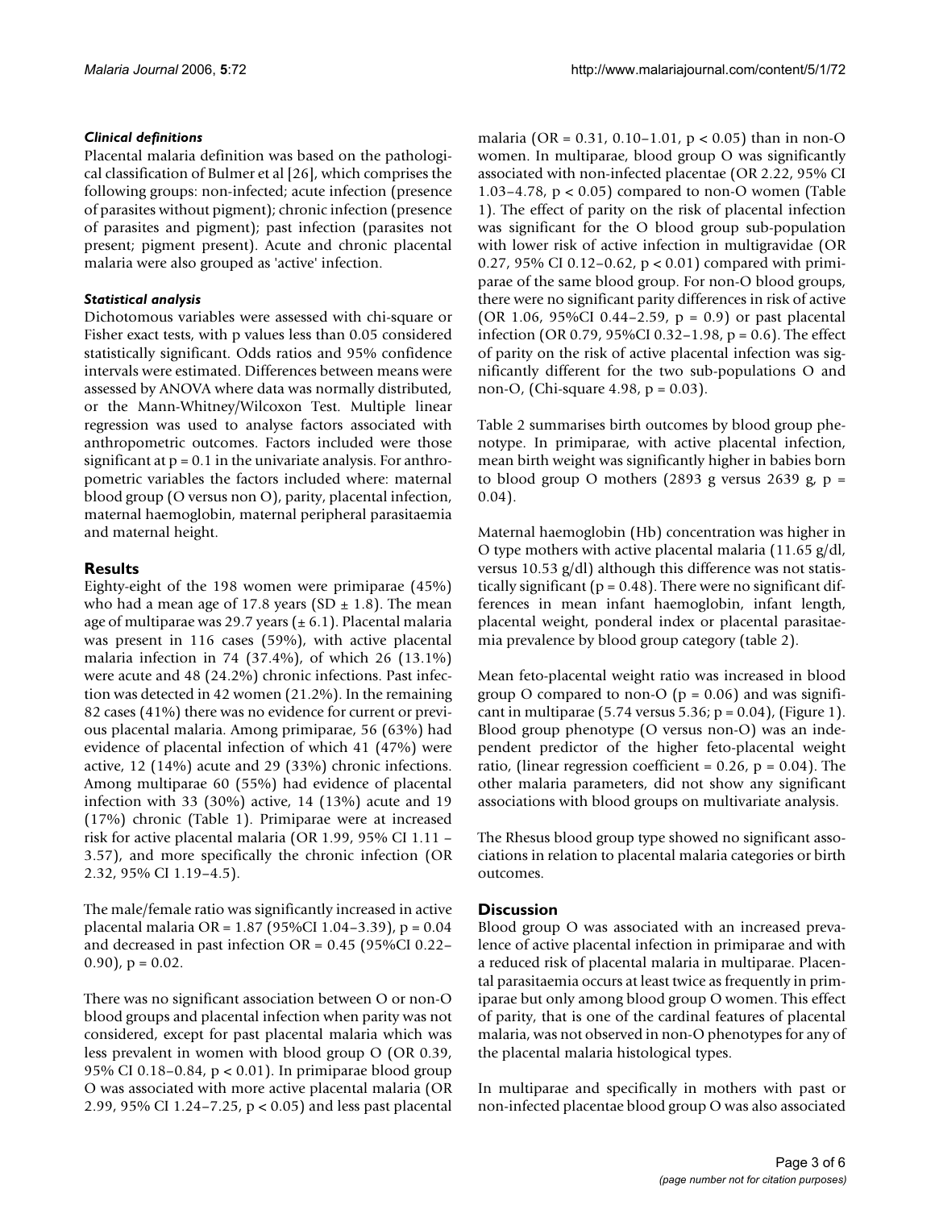### *Clinical definitions*

Placental malaria definition was based on the pathological classification of Bulmer et al [26], which comprises the following groups: non-infected; acute infection (presence of parasites without pigment); chronic infection (presence of parasites and pigment); past infection (parasites not present; pigment present). Acute and chronic placental malaria were also grouped as 'active' infection.

### *Statistical analysis*

Dichotomous variables were assessed with chi-square or Fisher exact tests, with p values less than 0.05 considered statistically significant. Odds ratios and 95% confidence intervals were estimated. Differences between means were assessed by ANOVA where data was normally distributed, or the Mann-Whitney/Wilcoxon Test. Multiple linear regression was used to analyse factors associated with anthropometric outcomes. Factors included were those significant at $p = 0.1$ in the univariate analysis. For anthropometric variables the factors included where: maternal blood group (O versus non O), parity, placental infection, maternal haemoglobin, maternal peripheral parasitaemia and maternal height.

## Results

Eighty-eight of the 198 women were primiparae (45%) who had a mean age of 17.8 years (SD ± 1.8). The mean age of multiparae was 29.7 years (± 6.1). Placental malaria was present in 116 cases (59%), with active placental malaria infection in 74 (37.4%), of which 26 (13.1%) were acute and 48 (24.2%) chronic infections. Past infection was detected in 42 women (21.2%). In the remaining 82 cases (41%) there was no evidence for current or previous placental malaria. Among primiparae, 56 (63%) had evidence of placental infection of which 41 (47%) were active, 12 (14%) acute and 29 (33%) chronic infections. Among multiparae 60 (55%) had evidence of placental infection with 33 (30%) active, 14 (13%) acute and 19 (17%) chronic (Table 1). Primiparae were at increased risk for active placental malaria (OR 1.99, 95% CI 1.11 – 3.57), and more specifically the chronic infection (OR 2.32, 95% CI 1.19–4.5).

The male/female ratio was significantly increased in active placental malaria OR = 1.87 (95%CI 1.04–3.39), $p = 0.04$ and decreased in past infection OR = 0.45 (95%CI 0.22–0.90), $p = 0.02$.

There was no significant association between O or non-O blood groups and placental infection when parity was not considered, except for past placental malaria which was less prevalent in women with blood group O (OR 0.39, 95% CI 0.18–0.84, $p < 0.01$). In primiparae blood group O was associated with more active placental malaria (OR 2.99, 95% CI 1.24–7.25, $p < 0.05$) and less past placental malaria (OR = 0.31, 0.10–1.01, $p < 0.05$) than in non-O women. In multiparae, blood group O was significantly associated with non-infected placentae (OR 2.22, 95% CI 1.03–4.78, $p < 0.05$) compared to non-O women (Table 1). The effect of parity on the risk of placental infection was significant for the O blood group sub-population with lower risk of active infection in multigravidae (OR 0.27, 95% CI 0.12–0.62, $p < 0.01$) compared with primiparae of the same blood group. For non-O blood groups, there were no significant parity differences in risk of active (OR 1.06, 95%CI 0.44–2.59, $p = 0.9$) or past placental infection (OR 0.79, 95%CI 0.32–1.98, $p = 0.6$). The effect of parity on the risk of active placental infection was significantly different for the two sub-populations O and non-O, (Chi-square 4.98, $p = 0.03$).

Table 2 summarises birth outcomes by blood group phenotype. In primiparae, with active placental infection, mean birth weight was significantly higher in babies born to blood group O mothers (2893 g versus 2639 g, $p = 0.04$).

Maternal haemoglobin (Hb) concentration was higher in O type mothers with active placental malaria (11.65 g/dl, versus 10.53 g/dl) although this difference was not statistically significant ($p = 0.48$). There were no significant differences in mean infant haemoglobin, infant length, placental weight, ponderal index or placental parasitaemia prevalence by blood group category (table 2).

Mean feto-placental weight ratio was increased in blood group O compared to non-O ($p = 0.06$) and was significant in multiparae (5.74 versus 5.36; $p = 0.04$), (Figure 1). Blood group phenotype (O versus non-O) was an independent predictor of the higher feto-placental weight ratio, (linear regression coefficient = 0.26, $p = 0.04$). The other malaria parameters, did not show any significant associations with blood groups on multivariate analysis.

The Rhesus blood group type showed no significant associations in relation to placental malaria categories or birth outcomes.

## Discussion

Blood group O was associated with an increased prevalence of active placental infection in primiparae and with a reduced risk of placental malaria in multiparae. Placental parasitaemia occurs at least twice as frequently in primiparae but only among blood group O women. This effect of parity, that is one of the cardinal features of placental malaria, was not observed in non-O phenotypes for any of the placental malaria histological types.

In multiparae and specifically in mothers with past or non-infected placentae blood group O was also associated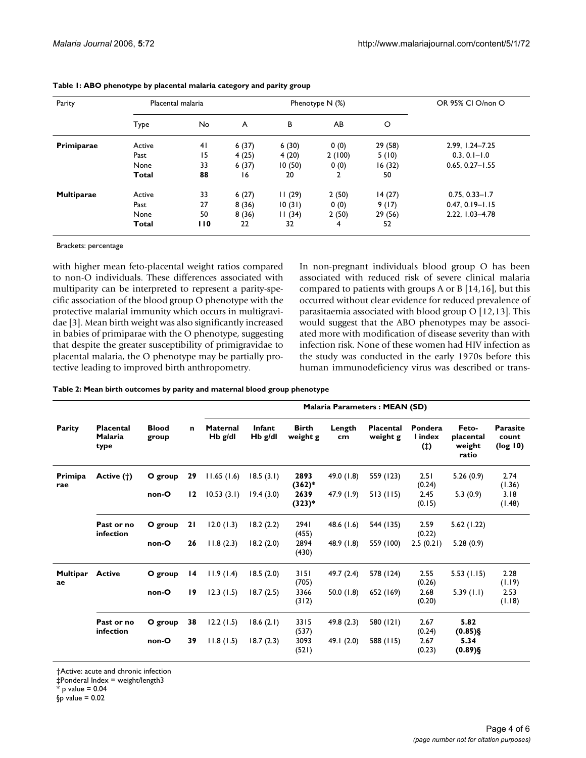**Table 1: ABO phenotype by placental malaria category and parity group**

| Parity | Placental malaria | | Phenotype N (%) | | | | OR 95% CI O/non O |
|---|---|---|---|---|---|---|---|
| | Type | No | A | B | AB | O | |
| **Primiparae** | Active | 41 | 6 (37) | 6 (30) | 0 (0) | 29 (58) | 2.99, 1.24–7.25 |
| | Past | 15 | 4 (25) | 4 (20) | 2 (100) | 5 (10) | 0.3, 0.1–1.0 |
| | None | 33 | 6 (37) | 10 (50) | 0 (0) | 16 (32) | 0.65, 0.27–1.55 |
| | **Total** | **88** | 16 | 20 | 2 | 50 | |
| **Multiparae** | Active | 33 | 6 (27) | 11 (29) | 2 (50) | 14 (27) | 0.75, 0.33–1.7 |
| | Past | 27 | 8 (36) | 10 (31) | 0 (0) | 9 (17) | 0.47, 0.19–1.15 |
| | None | 50 | 8 (36) | 11 (34) | 2 (50) | 29 (56) | 2.22, 1.03–4.78 |
| | **Total** | **110** | 22 | 32 | 4 | 52 | |

Brackets: percentage

with higher mean feto-placental weight ratios compared to non-O individuals. These differences associated with multiparity can be interpreted to represent a parity-specific association of the blood group O phenotype with the protective malarial immunity which occurs in multigravidae [3]. Mean birth weight was also significantly increased in babies of primiparae with the O phenotype, suggesting that despite the greater susceptibility of primigravidae to placental malaria, the O phenotype may be partially protective leading to improved birth anthropometry.

In non-pregnant individuals blood group O has been associated with reduced risk of severe clinical malaria compared to patients with groups A or B [14,16], but this occurred without clear evidence for reduced prevalence of parasitaemia associated with blood group O [12,13]. This would suggest that the ABO phenotypes may be associated more with modification of disease severity than with infection risk. None of these women had HIV infection as the study was conducted in the early 1970s before this human immunodeficiency virus was described or trans-

**Table 2: Mean birth outcomes by parity and maternal blood group phenotype**

| Parity | Placental Malaria type | Blood group | n | Malaria Parameters : MEAN (SD) | | | | | | | | |
|---|---|---|---|---|---|---|---|---|---|---|---|---|
| | | | | Maternal Hb g/dl | Infant Hb g/dl | Birth weight g | Length cm | Placental weight g | Ponderal index (‡) | Feto-placental weight ratio | Parasite count (log 10) |
| **Primiparae** | **Active (†)** | **O group** | **29** | 11.65 (1.6) | 18.5 (3.1) | **2893 (362)*** | 49.0 (1.8) | 559 (123) | 2.51 (0.24) | 5.26 (0.9) | 2.74 (1.36) |
| | | **non-O** | **12** | 10.53 (3.1) | 19.4 (3.0) | **2639 (323)*** | 47.9 (1.9) | 513 (115) | 2.45 (0.15) | 5.3 (0.9) | 3.18 (1.48) |
| | **Past or no infection** | **O group** | **21** | 12.0 (1.3) | 18.2 (2.2) | 2941 (455) | 48.6 (1.6) | 544 (135) | 2.59 (0.22) | 5.62 (1.22) | |
| | | **non-O** | **26** | 11.8 (2.3) | 18.2 (2.0) | 2894 (430) | 48.9 (1.8) | 559 (100) | 2.5 (0.21) | 5.28 (0.9) | |
| **Multiparae** | **Active** | **O group** | **14** | 11.9 (1.4) | 18.5 (2.0) | 3151 (705) | 49.7 (2.4) | 578 (124) | 2.55 (0.26) | 5.53 (1.15) | 2.28 (1.19) |
| | | **non-O** | **19** | 12.3 (1.5) | 18.7 (2.5) | 3366 (312) | 50.0 (1.8) | 652 (169) | 2.68 (0.20) | 5.39 (1.1) | 2.53 (1.18) |
| | **Past or no infection** | **O group** | **38** | 12.2 (1.5) | 18.6 (2.1) | 3315 (537) | 49.8 (2.3) | 580 (121) | 2.67 (0.24) | **5.82 (0.85)§** | |
| | | **non-O** | **39** | 11.8 (1.5) | 18.7 (2.3) | 3093 (521) | 49.1 (2.0) | 588 (115) | 2.67 (0.23) | **5.34 (0.89)§** | |

†Active: acute and chronic infection
‡Ponderal Index = weight/length3
* p value = 0.04
§p value = 0.02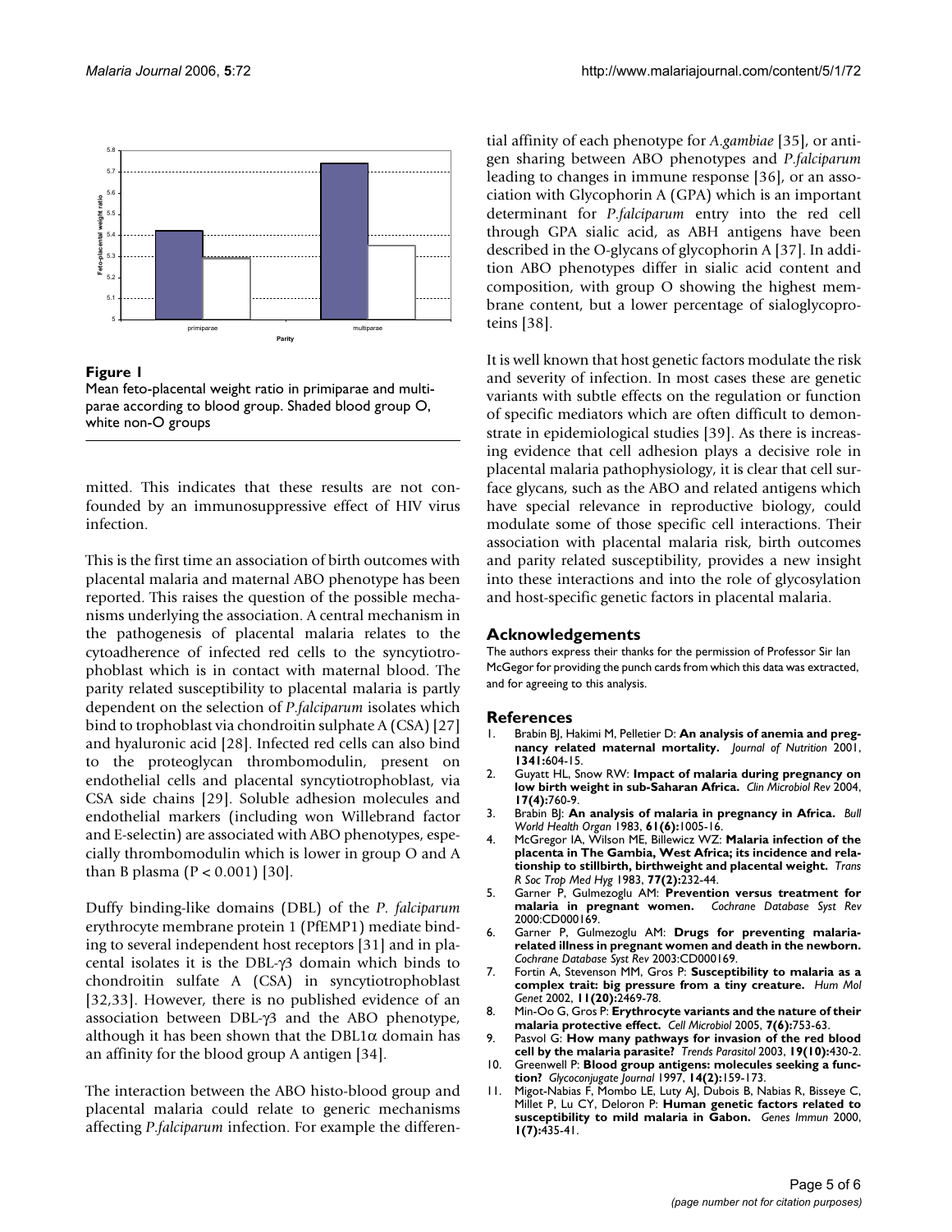**Figure 1**

Mean feto-placental weight ratio in primiparae and multiparae according to blood group. Shaded blood group O, white non-O groups

mitted. This indicates that these results are not confounded by an immunosuppressive effect of HIV virus infection.

This is the first time an association of birth outcomes with placental malaria and maternal ABO phenotype has been reported. This raises the question of the possible mechanisms underlying the association. A central mechanism in the pathogenesis of placental malaria relates to the cytoadherence of infected red cells to the syncytiotrophoblast which is in contact with maternal blood. The parity related susceptibility to placental malaria is partly dependent on the selection of *P.falciparum* isolates which bind to trophoblast via chondroitin sulphate A (CSA) [27] and hyaluronic acid [28]. Infected red cells can also bind to the proteoglycan thrombomodulin, present on endothelial cells and placental syncytiotrophoblast, via CSA side chains [29]. Soluble adhesion molecules and endothelial markers (including won Willebrand factor and E-selectin) are associated with ABO phenotypes, especially thrombomodulin which is lower in group O and A than B plasma ($P < 0.001$) [30].

Duffy binding-like domains (DBL) of the *P. falciparum* erythrocyte membrane protein 1 (PfEMP1) mediate binding to several independent host receptors [31] and in placental isolates it is the DBL-$\gamma$3 domain which binds to chondroitin sulfate A (CSA) in syncytiotrophoblast [32,33]. However, there is no published evidence of an association between DBL-$\gamma$3 and the ABO phenotype, although it has been shown that the DBL1$\alpha$ domain has an affinity for the blood group A antigen [34].

The interaction between the ABO histo-blood group and placental malaria could relate to generic mechanisms affecting *P.falciparum* infection. For example the differential affinity of each phenotype for *A.gambiae* [35], or antigen sharing between ABO phenotypes and *P.falciparum* leading to changes in immune response [36], or an association with Glycophorin A (GPA) which is an important determinant for *P.falciparum* entry into the red cell through GPA sialic acid, as ABH antigens have been described in the O-glycans of glycophorin A [37]. In addition ABO phenotypes differ in sialic acid content and composition, with group O showing the highest membrane content, but a lower percentage of sialoglycoproteins [38].

It is well known that host genetic factors modulate the risk and severity of infection. In most cases these are genetic variants with subtle effects on the regulation or function of specific mediators which are often difficult to demonstrate in epidemiological studies [39]. As there is increasing evidence that cell adhesion plays a decisive role in placental malaria pathophysiology, it is clear that cell surface glycans, such as the ABO and related antigens which have special relevance in reproductive biology, could modulate some of those specific cell interactions. Their association with placental malaria risk, birth outcomes and parity related susceptibility, provides a new insight into these interactions and into the role of glycosylation and host-specific genetic factors in placental malaria.

## Acknowledgements

The authors express their thanks for the permission of Professor Sir Ian McGegor for providing the punch cards from which this data was extracted, and for agreeing to this analysis.

## References

1. Brabin BJ, Hakimi M, Pelletier D: **An analysis of anemia and pregnancy related maternal mortality.** *Journal of Nutrition* 2001, **1341:**604-15.
2. Guyatt HL, Snow RW: **Impact of malaria during pregnancy on low birth weight in sub-Saharan Africa.** *Clin Microbiol Rev* 2004, **17(4):**760-9.
3. Brabin BJ: **An analysis of malaria in pregnancy in Africa.** *Bull World Health Organ* 1983, **61(6):**1005-16.
4. McGregor IA, Wilson ME, Billewicz WZ: **Malaria infection of the placenta in The Gambia, West Africa; its incidence and relationship to stillbirth, birthweight and placental weight.** *Trans R Soc Trop Med Hyg* 1983, **77(2):**232-44.
5. Garner P, Gulmezoglu AM: **Prevention versus treatment for malaria in pregnant women.** *Cochrane Database Syst Rev* 2000:CD000169.
6. Garner P, Gulmezoglu AM: **Drugs for preventing malaria-related illness in pregnant women and death in the newborn.** *Cochrane Database Syst Rev* 2003:CD000169.
7. Fortin A, Stevenson MM, Gros P: **Susceptibility to malaria as a complex trait: big pressure from a tiny creature.** *Hum Mol Genet* 2002, **11(20):**2469-78.
8. Min-Oo G, Gros P: **Erythrocyte variants and the nature of their malaria protective effect.** *Cell Microbiol* 2005, **7(6):**753-63.
9. Pasvol G: **How many pathways for invasion of the red blood cell by the malaria parasite?** *Trends Parasitol* 2003, **19(10):**430-2.
10. Greenwell P: **Blood group antigens: molecules seeking a function?** *Glycoconjugate Journal* 1997, **14(2):**159-173.
11. Migot-Nabias F, Mombo LE, Luty AJ, Dubois B, Nabias R, Bisseye C, Millet P, Lu CY, Deloron P: **Human genetic factors related to susceptibility to mild malaria in Gabon.** *Genes Immun* 2000, **1(7):**435-41.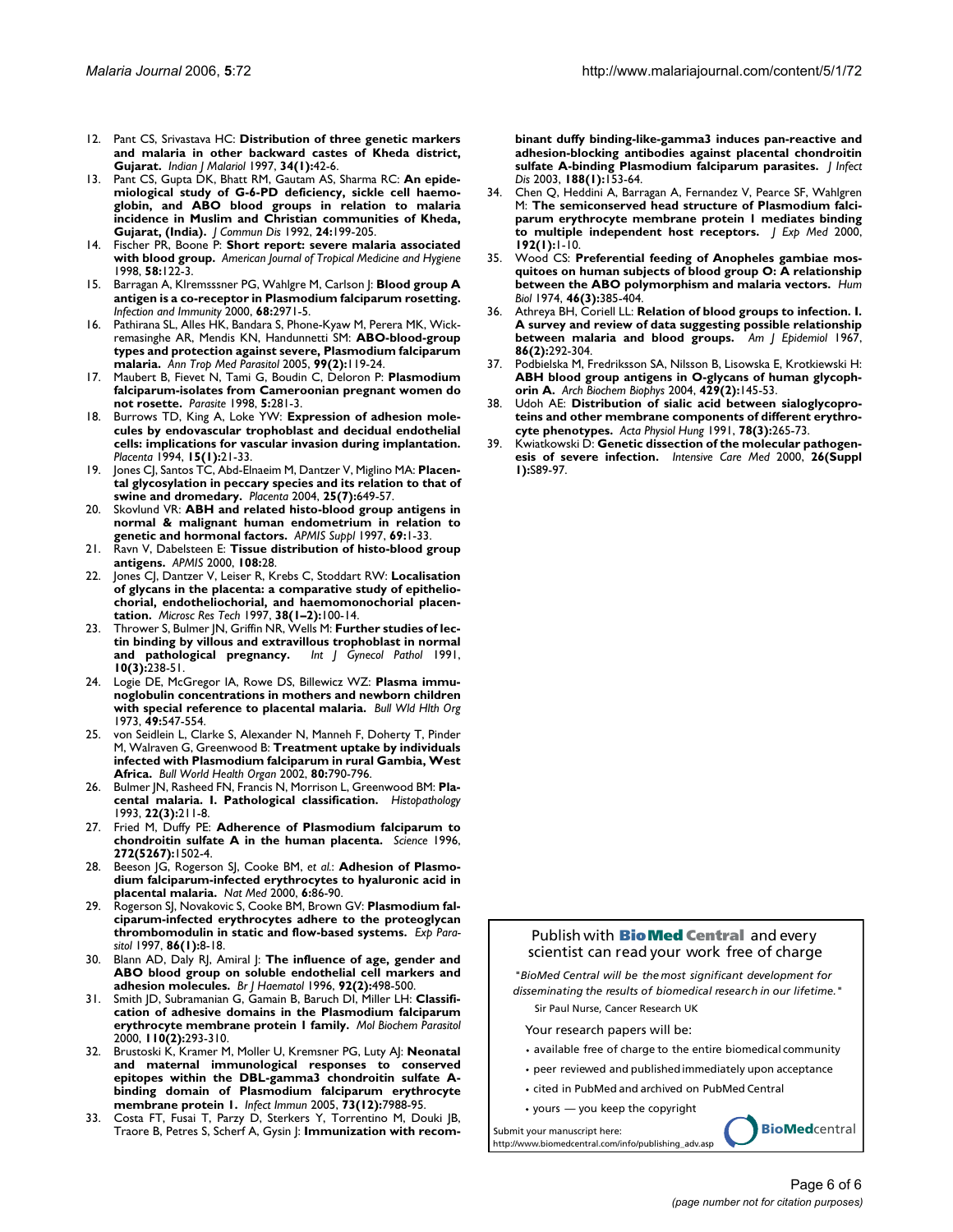12. Pant CS, Srivastava HC: **Distribution of three genetic markers and malaria in other backward castes of Kheda district, Gujarat.** *Indian J Malariol* 1997, **34(1):**42-6.
13. Pant CS, Gupta DK, Bhatt RM, Gautam AS, Sharma RC: **An epidemiological study of G-6-PD deficiency, sickle cell haemoglobin, and ABO blood groups in relation to malaria incidence in Muslim and Christian communities of Kheda, Gujarat, (India).** *J Commun Dis* 1992, **24:**199-205.
14. Fischer PR, Boone P: **Short report: severe malaria associated with blood group.** *American Journal of Tropical Medicine and Hygiene* 1998, **58:**122-3.
15. Barragan A, Klremsssner PG, Wahlgre M, Carlson J: **Blood group A antigen is a co-receptor in Plasmodium falciparum rosetting.** *Infection and Immunity* 2000, **68:**2971-5.
16. Pathirana SL, Alles HK, Bandara S, Phone-Kyaw M, Perera MK, Wickremasinghe AR, Mendis KN, Handunnetti SM: **ABO-blood-group types and protection against severe, Plasmodium falciparum malaria.** *Ann Trop Med Parasitol* 2005, **99(2):**119-24.
17. Maubert B, Fievet N, Tami G, Boudin C, Deloron P: **Plasmodium falciparum-isolates from Cameroonian pregnant women do not rosette.** *Parasite* 1998, **5:**281-3.
18. Burrows TD, King A, Loke YW: **Expression of adhesion molecules by endovascular trophoblast and decidual endothelial cells: implications for vascular invasion during implantation.** *Placenta* 1994, **15(1):**21-33.
19. Jones CJ, Santos TC, Abd-Elnaeim M, Dantzer V, Miglino MA: **Placental glycosylation in peccary species and its relation to that of swine and dromedary.** *Placenta* 2004, **25(7):**649-57.
20. Skovlund VR: **ABH and related histo-blood group antigens in normal & malignant human endometrium in relation to genetic and hormonal factors.** *APMIS Suppl* 1997, **69:**1-33.
21. Ravn V, Dabelsteen E: **Tissue distribution of histo-blood group antigens.** *APMIS* 2000, **108:**28.
22. Jones CJ, Dantzer V, Leiser R, Krebs C, Stoddart RW: **Localisation of glycans in the placenta: a comparative study of epitheliochorial, endotheliochorial, and haemomonochorial placentation.** *Microsc Res Tech* 1997, **38(1–2):**100-14.
23. Thrower S, Bulmer JN, Griffin NR, Wells M: **Further studies of lectin binding by villous and extravillous trophoblast in normal and pathological pregnancy.** *Int J Gynecol Pathol* 1991, **10(3):**238-51.
24. Logie DE, McGregor IA, Rowe DS, Billewicz WZ: **Plasma immunoglobulin concentrations in mothers and newborn children with special reference to placental malaria.** *Bull Wld Hlth Org* 1973, **49:**547-554.
25. von Seidlein L, Clarke S, Alexander N, Manneh F, Doherty T, Pinder M, Walraven G, Greenwood B: **Treatment uptake by individuals infected with Plasmodium falciparum in rural Gambia, West Africa.** *Bull World Health Organ* 2002, **80:**790-796.
26. Bulmer JN, Rasheed FN, Francis N, Morrison L, Greenwood BM: **Placental malaria. I. Pathological classification.** *Histopathology* 1993, **22(3):**211-8.
27. Fried M, Duffy PE: **Adherence of Plasmodium falciparum to chondroitin sulfate A in the human placenta.** *Science* 1996, **272(5267):**1502-4.
28. Beeson JG, Rogerson SJ, Cooke BM, *et al.*: **Adhesion of Plasmodium falciparum-infected erythrocytes to hyaluronic acid in placental malaria.** *Nat Med* 2000, **6:**86-90.
29. Rogerson SJ, Novakovic S, Cooke BM, Brown GV: **Plasmodium falciparum-infected erythrocytes adhere to the proteoglycan thrombomodulin in static and flow-based systems.** *Exp Parasitol* 1997, **86(1):**8-18.
30. Blann AD, Daly RJ, Amiral J: **The influence of age, gender and ABO blood group on soluble endothelial cell markers and adhesion molecules.** *Br J Haematol* 1996, **92(2):**498-500.
31. Smith JD, Subramanian G, Gamain B, Baruch DI, Miller LH: **Classification of adhesive domains in the Plasmodium falciparum erythrocyte membrane protein 1 family.** *Mol Biochem Parasitol* 2000, **110(2):**293-310.
32. Brustoski K, Kramer M, Moller U, Kremsner PG, Luty AJ: **Neonatal and maternal immunological responses to conserved epitopes within the DBL-gamma3 chondroitin sulfate A-binding domain of Plasmodium falciparum erythrocyte membrane protein 1.** *Infect Immun* 2005, **73(12):**7988-95.
33. Costa FT, Fusai T, Parzy D, Sterkers Y, Torrentino M, Douki JB, Traore B, Petres S, Scherf A, Gysin J: **Immunization with recombinant duffy binding-like-gamma3 induces pan-reactive and adhesion-blocking antibodies against placental chondroitin sulfate A-binding Plasmodium falciparum parasites.** *J Infect Dis* 2003, **188(1):**153-64.
34. Chen Q, Heddini A, Barragan A, Fernandez V, Pearce SF, Wahlgren M: **The semiconserved head structure of Plasmodium falciparum erythrocyte membrane protein 1 mediates binding to multiple independent host receptors.** *J Exp Med* 2000, **192(1):**1-10.
35. Wood CS: **Preferential feeding of Anopheles gambiae mosquitoes on human subjects of blood group O: A relationship between the ABO polymorphism and malaria vectors.** *Hum Biol* 1974, **46(3):**385-404.
36. Athreya BH, Coriell LL: **Relation of blood groups to infection. I. A survey and review of data suggesting possible relationship between malaria and blood groups.** *Am J Epidemiol* 1967, **86(2):**292-304.
37. Podbielska M, Fredriksson SA, Nilsson B, Lisowska E, Krotkiewski H: **ABH blood group antigens in O-glycans of human glycophorin A.** *Arch Biochem Biophys* 2004, **429(2):**145-53.
38. Udoh AE: **Distribution of sialic acid between sialoglycoproteins and other membrane components of different erythrocyte phenotypes.** *Acta Physiol Hung* 1991, **78(3):**265-73.
39. Kwiatkowski D: **Genetic dissection of the molecular pathogenesis of severe infection.** *Intensive Care Med* 2000, **26(Suppl 1):**S89-97.

Publish with **BioMed Central** and every scientist can read your work free of charge

*"BioMed Central will be the most significant development for disseminating the results of biomedical research in our lifetime."*

Sir Paul Nurse, Cancer Research UK

Your research papers will be:

- available free of charge to the entire biomedical community
- peer reviewed and published immediately upon acceptance
- cited in PubMed and archived on PubMed Central
- yours — you keep the copyright

Submit your manuscript here:
http://www.biomedcentral.com/info/publishing_adv.asp

BioMedcentral